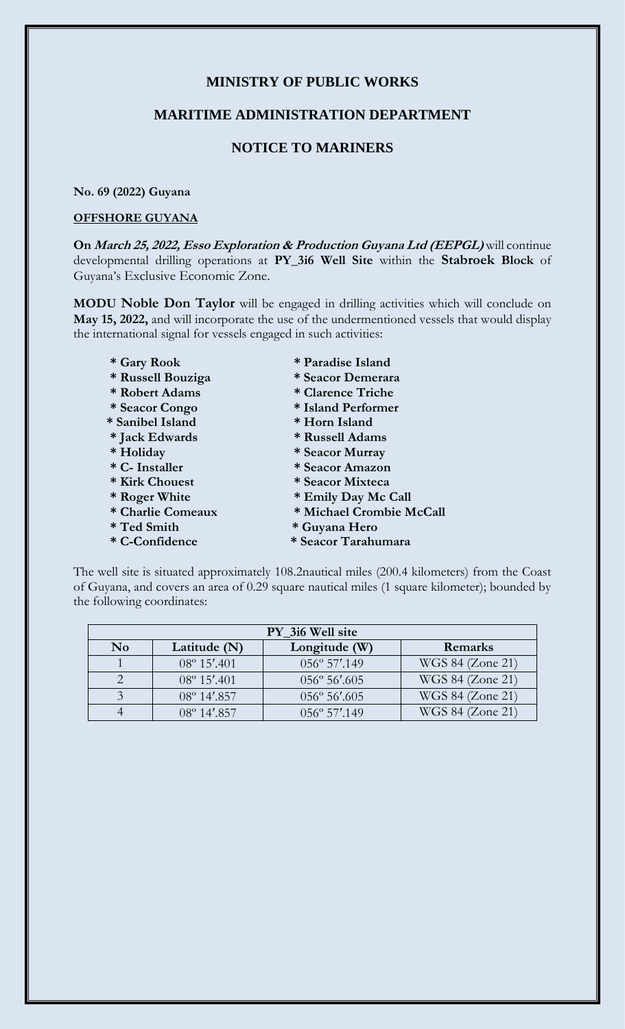# MINISTRY OF PUBLIC WORKS

## MARITIME ADMINISTRATION DEPARTMENT

## NOTICE TO MARINERS

**No. 69 (2022) Guyana**

**OFFSHORE GUYANA**

**On *March 25, 2022, Esso Exploration & Production Guyana Ltd (EEPGL)*** will continue developmental drilling operations at **PY_3i6 Well Site** within the **Stabroek Block** of Guyana's Exclusive Economic Zone.

**MODU Noble Don Taylor** will be engaged in drilling activities which will conclude on **May 15, 2022,** and will incorporate the use of the undermentioned vessels that would display the international signal for vessels engaged in such activities:

- **Gary Rook**
- **Russell Bouziga**
- **Robert Adams**
- **Seacor Congo**
- **Sanibel Island**
- **Jack Edwards**
- **Holiday**
- **C- Installer**
- **Kirk Chouest**
- **Roger White**
- **Charlie Comeaux**
- **Ted Smith**
- **C-Confidence**
- **Paradise Island**
- **Seacor Demerara**
- **Clarence Triche**
- **Island Performer**
- **Horn Island**
- **Russell Adams**
- **Seacor Murray**
- **Seacor Amazon**
- **Seacor Mixteca**
- **Emily Day Mc Call**
- **Michael Crombie McCall**
- **Guyana Hero**
- **Seacor Tarahumara**

The well site is situated approximately 108.2nautical miles (200.4 kilometers) from the Coast of Guyana, and covers an area of 0.29 square nautical miles (1 square kilometer); bounded by the following coordinates:

| PY_3i6 Well site | | | |
|---|---|---|---|
| **No** | **Latitude (N)** | **Longitude (W)** | **Remarks** |
| 1 | 08º 15′.401 | 056º 57′.149 | WGS 84 (Zone 21) |
| 2 | 08º 15′.401 | 056º 56′.605 | WGS 84 (Zone 21) |
| 3 | 08º 14′.857 | 056º 56′.605 | WGS 84 (Zone 21) |
| 4 | 08º 14′.857 | 056º 57′.149 | WGS 84 (Zone 21) |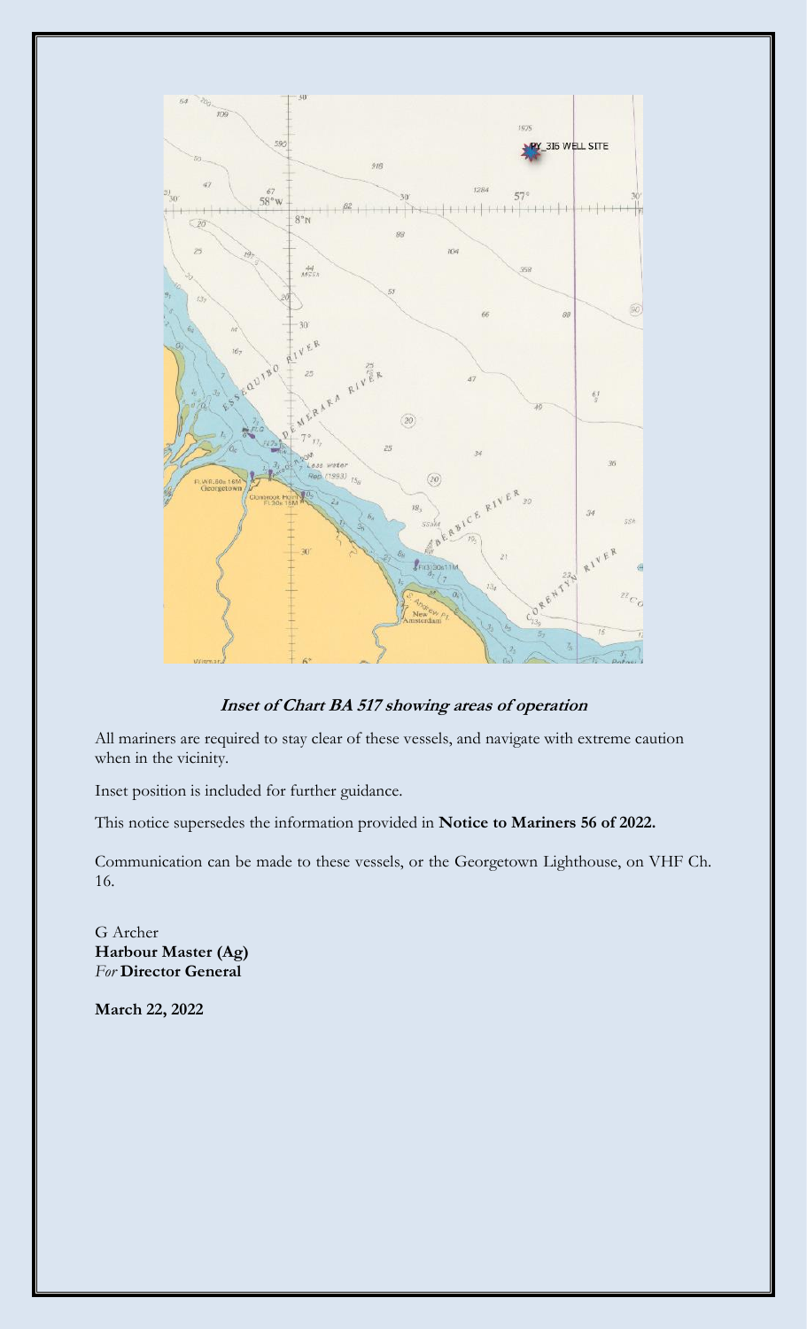**_Inset of Chart BA 517 showing areas of operation_**

All mariners are required to stay clear of these vessels, and navigate with extreme caution when in the vicinity.

Inset position is included for further guidance.

This notice supersedes the information provided in **Notice to Mariners 56 of 2022.**

Communication can be made to these vessels, or the Georgetown Lighthouse, on VHF Ch. 16.

G Archer
**Harbour Master (Ag)**
*For* **Director General**

**March 22, 2022**